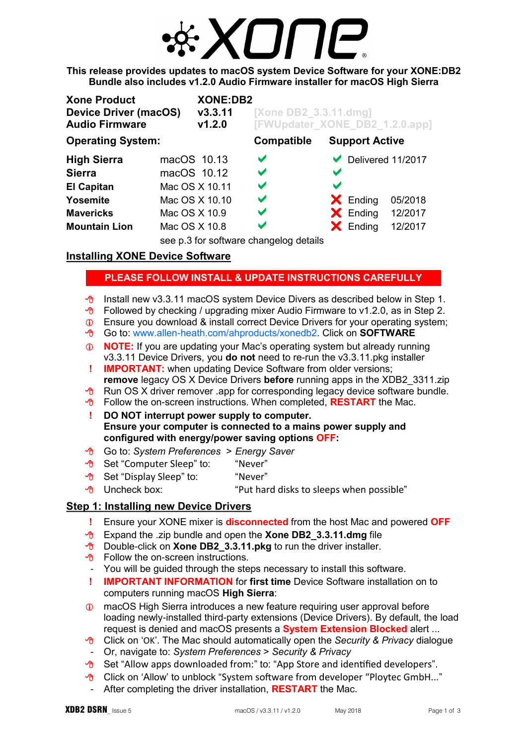# XONE

**This release provides updates to macOS system Device Software for your XONE:DB2**
**Bundle also includes v1.2.0 Audio Firmware installer for macOS High Sierra**

| | | |
|---|---|---|
| **Xone Product** | **XONE:DB2** | |
| **Device Driver (macOS)** | **v3.3.11** | [Xone DB2_3.3.11.dmg] |
| **Audio Firmware** | **v1.2.0** | [FWUpdater_XONE_DB2_1.2.0.app] |

| **Operating System:** | | **Compatible** | **Support Active** |
|---|---|---|---|
| **High Sierra** | macOS 10.13 | ✔ | ✔ Delivered 11/2017 |
| **Sierra** | macOS 10.12 | ✔ | ✔ |
| **El Capitan** | Mac OS X 10.11 | ✔ | ✔ |
| **Yosemite** | Mac OS X 10.10 | ✔ | ✘ Ending 05/2018 |
| **Mavericks** | Mac OS X 10.9 | ✔ | ✘ Ending 12/2017 |
| **Mountain Lion** | Mac OS X 10.8 | ✔ | ✘ Ending 12/2017 |

see p.3 for software changelog details

## Installing XONE Device Software

**PLEASE FOLLOW INSTALL & UPDATE INSTRUCTIONS CAREFULLY**

- Install new v3.3.11 macOS system Device Divers as described below in Step 1.
- Followed by checking / upgrading mixer Audio Firmware to v1.2.0, as in Step 2.
- ⓘ Ensure you download & install correct Device Drivers for your operating system;
- Go to: www.allen-heath.com/ahproducts/xonedb2. Click on **SOFTWARE**
- ⓘ **NOTE:** If you are updating your Mac's operating system but already running v3.3.11 Device Drivers, you **do not** need to re-run the v3.3.11.pkg installer
- ! **IMPORTANT:** when updating Device Software from older versions; **remove** legacy OS X Device Drivers **before** running apps in the XDB2_3311.zip
- Run OS X driver remover .app for corresponding legacy device software bundle.
- Follow the on-screen instructions. When completed, **RESTART** the Mac.
- ! **DO NOT interrupt power supply to computer. Ensure your computer is connected to a mains power supply and configured with energy/power saving options OFF:**
- Go to: *System Preferences > Energy Saver*
- Set "Computer Sleep" to: "Never"
- Set "Display Sleep" to: "Never"
- Uncheck box: "Put hard disks to sleeps when possible"

## Step 1: Installing new Device Drivers

- ! Ensure your XONE mixer is **disconnected** from the host Mac and powered **OFF**
- Expand the .zip bundle and open the **Xone DB2_3.3.11.dmg** file
- Double-click on **Xone DB2_3.3.11.pkg** to run the driver installer.
- Follow the on-screen instructions.
  - You will be guided through the steps necessary to install this software.
- ! **IMPORTANT INFORMATION** for **first time** Device Software installation on to computers running macOS **High Sierra**:
- ⓘ macOS High Sierra introduces a new feature requiring user approval before loading newly-installed third-party extensions (Device Drivers). By default, the load request is denied and macOS presents a **System Extension Blocked** alert ...
- Click on 'OK'. The Mac should automatically open the *Security & Privacy* dialogue
  - Or, navigate to: *System Preferences > Security & Privacy*
- Set "Allow apps downloaded from:" to: "App Store and identified developers".
- Click on 'Allow' to unblock "System software from developer "Ploytec GmbH..."
  - After completing the driver installation, **RESTART** the Mac.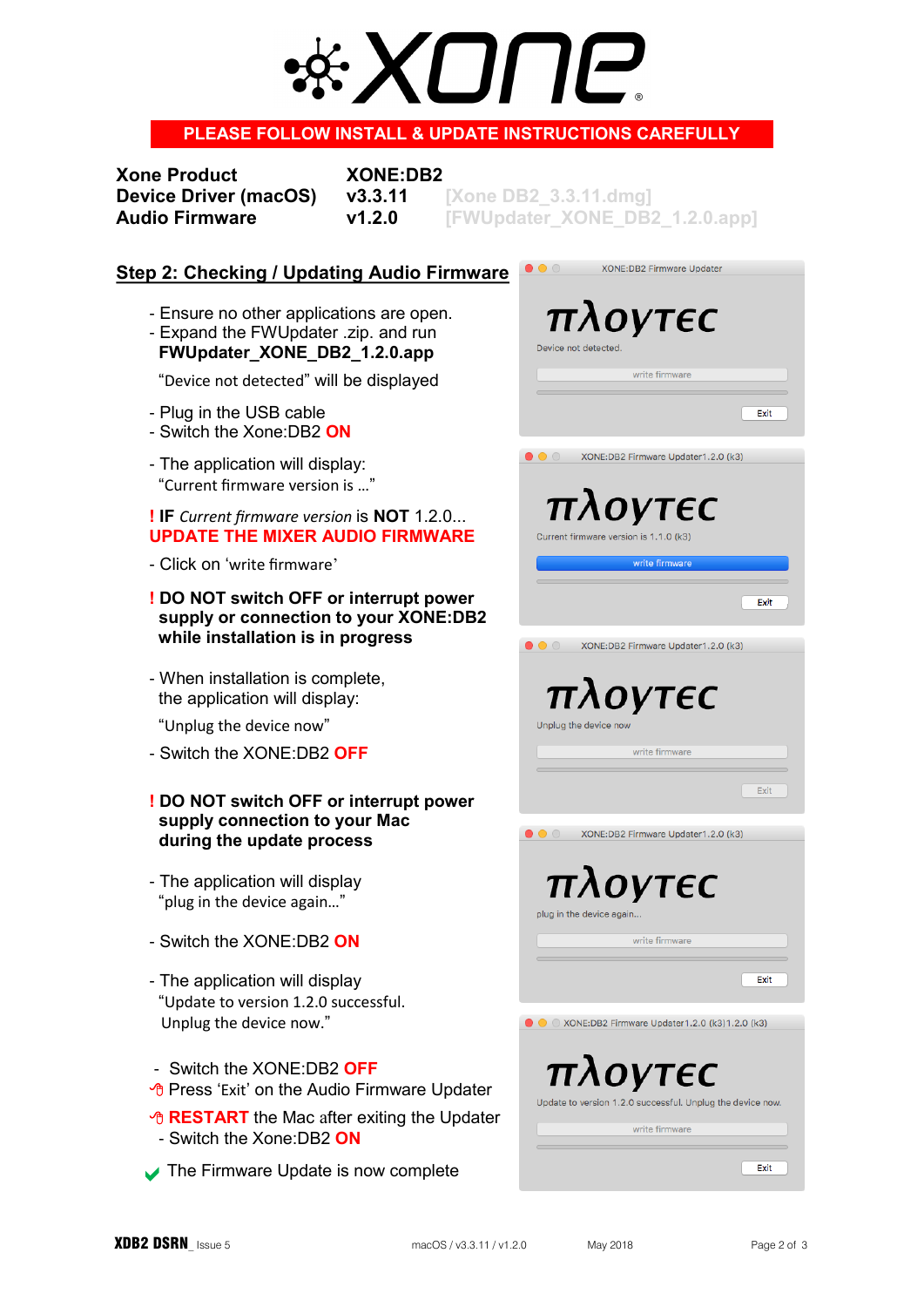# XONE

**PLEASE FOLLOW INSTALL & UPDATE INSTRUCTIONS CAREFULLY**

| | | |
|---|---|---|
| **Xone Product** | **XONE:DB2** | |
| **Device Driver (macOS)** | **v3.3.11** | [Xone DB2_3.3.11.dmg] |
| **Audio Firmware** | **v1.2.0** | [FWUpdater_XONE_DB2_1.2.0.app] |

## Step 2: Checking / Updating Audio Firmware

- Ensure no other applications are open.
- Expand the FWUpdater .zip. and run **FWUpdater_XONE_DB2_1.2.0.app**

  "Device not detected" will be displayed

- Plug in the USB cable
- Switch the Xone:DB2 **ON**

- The application will display:
  "Current firmware version is …"

**! IF** *Current firmware version* is **NOT** 1.2.0...
**UPDATE THE MIXER AUDIO FIRMWARE**

- Click on 'write firmware'

**! DO NOT switch OFF or interrupt power supply or connection to your XONE:DB2 while installation is in progress**

- When installation is complete, the application will display:

  "Unplug the device now"

- Switch the XONE:DB2 **OFF**

**! DO NOT switch OFF or interrupt power supply connection to your Mac during the update process**

- The application will display
  "plug in the device again…"

- Switch the XONE:DB2 **ON**

- The application will display
  "Update to version 1.2.0 successful.
  Unplug the device now."

- Switch the XONE:DB2 **OFF**
- Press 'Exit' on the Audio Firmware Updater
- **RESTART** the Mac after exiting the Updater
- Switch the Xone:DB2 **ON**

✔ The Firmware Update is now complete

XONE:DB2 Firmware Updater — πλογτες — Device not detected. — write firmware — Exit

XONE:DB2 Firmware Updater1.2.0 (k3) — πλογτες — Current firmware version is 1.1.0 (k3) — write firmware — Exit

XONE:DB2 Firmware Updater1.2.0 (k3) — πλογτες — Unplug the device now — write firmware — Exit

XONE:DB2 Firmware Updater1.2.0 (k3) — πλογτες — plug in the device again... — write firmware — Exit

XONE:DB2 Firmware Updater1.2.0 (k3)1.2.0 (k3) — πλογτες — Update to version 1.2.0 successful. Unplug the device now. — write firmware — Exit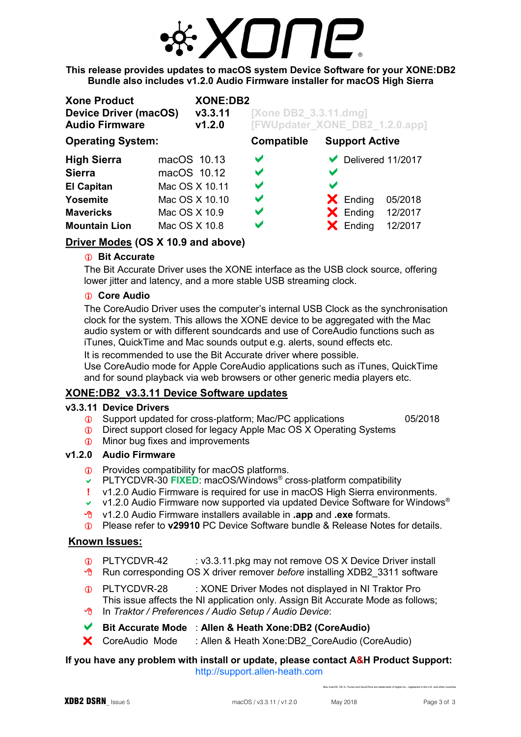# XONE

**This release provides updates to macOS system Device Software for your XONE:DB2**
**Bundle also includes v1.2.0 Audio Firmware installer for macOS High Sierra**

| | | |
|---|---|---|
| **Xone Product** | **XONE:DB2** | |
| **Device Driver (macOS)** | **v3.3.11** | [Xone DB2_3.3.11.dmg] |
| **Audio Firmware** | **v1.2.0** | [FWUpdater_XONE_DB2_1.2.0.app] |

| **Operating System:** | | **Compatible** | **Support Active** | |
|---|---|---|---|---|
| **High Sierra** | macOS 10.13 | ✔ | ✔ Delivered 11/2017 | |
| **Sierra** | macOS 10.12 | ✔ | ✔ | |
| **El Capitan** | Mac OS X 10.11 | ✔ | ✔ | |
| **Yosemite** | Mac OS X 10.10 | ✔ | ✘ Ending | 05/2018 |
| **Mavericks** | Mac OS X 10.9 | ✔ | ✘ Ending | 12/2017 |
| **Mountain Lion** | Mac OS X 10.8 | ✔ | ✘ Ending | 12/2017 |

## Driver Modes (OS X 10.9 and above)

- **Bit Accurate**

  The Bit Accurate Driver uses the XONE interface as the USB clock source, offering lower jitter and latency, and a more stable USB streaming clock.

- **Core Audio**

  The CoreAudio Driver uses the computer's internal USB Clock as the synchronisation clock for the system. This allows the XONE device to be aggregated with the Mac audio system or with different soundcards and use of CoreAudio functions such as iTunes, QuickTime and Mac sounds output e.g. alerts, sound effects etc.

  It is recommended to use the Bit Accurate driver where possible.
  Use CoreAudio mode for Apple CoreAudio applications such as iTunes, QuickTime and for sound playback via web browsers or other generic media players etc.

## XONE:DB2 v3.3.11 Device Software updates

### v3.3.11 Device Drivers

- Support updated for cross-platform; Mac/PC applications 05/2018
- Direct support closed for legacy Apple Mac OS X Operating Systems
- Minor bug fixes and improvements

### v1.2.0 Audio Firmware

- Provides compatibility for macOS platforms.
- ✔ PLTYCDVR-30 **FIXED**: macOS/Windows® cross-platform compatibility
- ! v1.2.0 Audio Firmware is required for use in macOS High Sierra environments.
- ✔ v1.2.0 Audio Firmware now supported via updated Device Software for Windows®
- v1.2.0 Audio Firmware installers available in **.app** and **.exe** formats.
- Please refer to **v29910** PC Device Software bundle & Release Notes for details.

## Known Issues:

- PLTYCDVR-42 : v3.3.11.pkg may not remove OS X Device Driver install
- Run corresponding OS X driver remover *before* installing XDB2_3311 software

- PLTYCDVR-28 : XONE Driver Modes not displayed in NI Traktor Pro
  This issue affects the NI application only. Assign Bit Accurate Mode as follows;
- In *Traktor / Preferences / Audio Setup / Audio Device*:

| | |
|---|---|
| ✔ **Bit Accurate Mode** | : **Allen & Heath Xone:DB2 (CoreAudio)** |
| ✘ CoreAudio Mode | : Allen & Heath Xone:DB2_CoreAudio (CoreAudio) |

**If you have any problem with install or update, please contact A&H Product Support:**
http://support.allen-heath.com

Mac macOS, OS X, iTunes and QuickTime are trademarks of Apple Inc., registered in the U.S. and other countries

XDB2 DSRN_ Issue 5 macOS / v3.3.11 / v1.2.0 May 2018